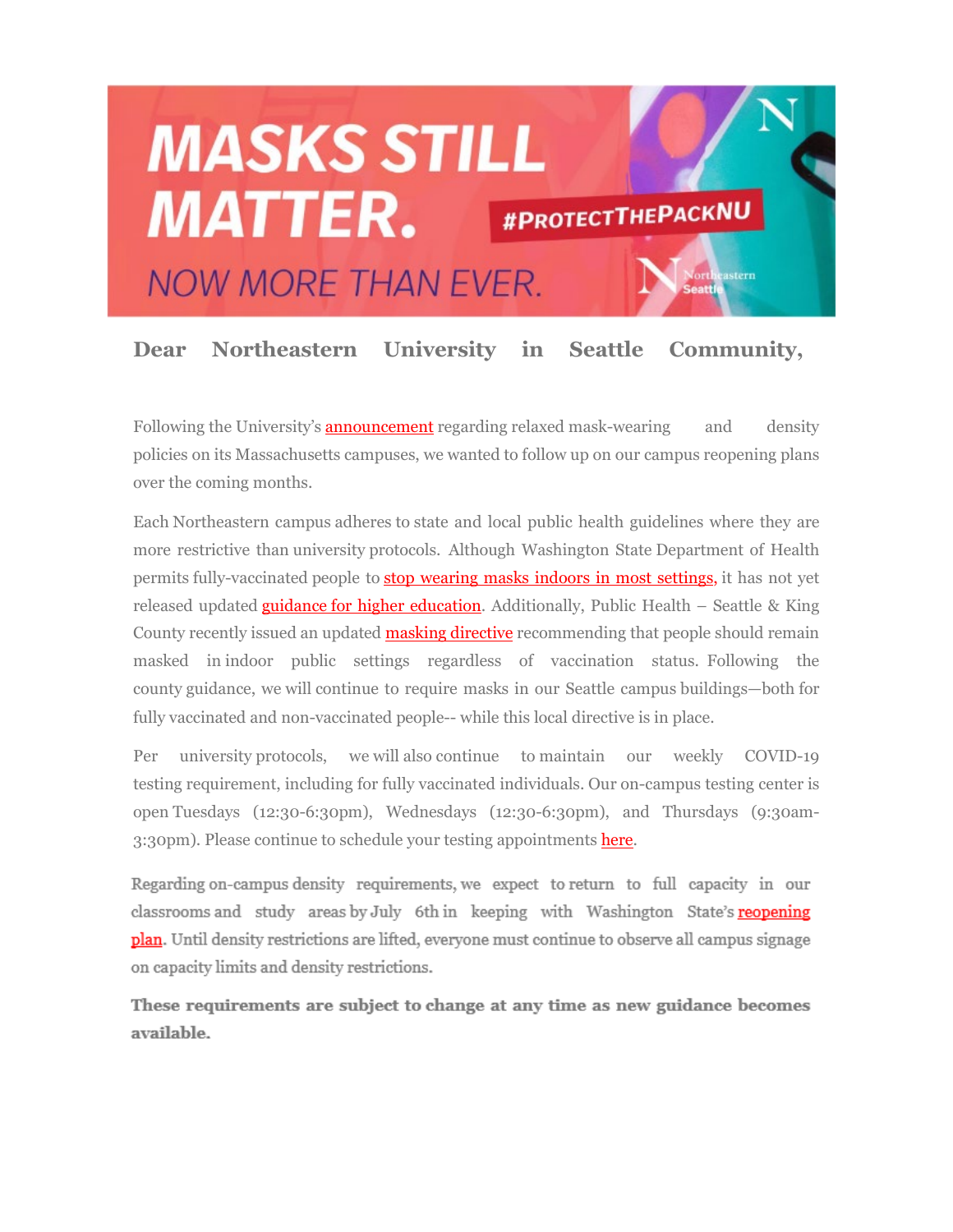MASKS STILL MATTER. NOW MORE THAN EVER. #PROTECTTHEPACKNU

Dear Northeastern University in Seattle Community,

Following the University's announcement regarding relaxed mask-wearing and density policies on its Massachusetts campuses, we wanted to follow up on our campus reopening plans over the coming months.

Each Northeastern campus adheres to state and local public health guidelines where they are more restrictive than university protocols. Although Washington State Department of Health permits fully-vaccinated people to stop wearing masks indoors in most settings, it has not yet released updated guidance for higher education. Additionally, Public Health – Seattle & King County recently issued an updated masking directive recommending that people should remain masked in indoor public settings regardless of vaccination status. Following the county guidance, we will continue to require masks in our Seattle campus buildings—both for fully vaccinated and non-vaccinated people-- while this local directive is in place.

Per university protocols, we will also continue to maintain our weekly COVID-19 testing requirement, including for fully vaccinated individuals. Our on-campus testing center is open Tuesdays (12:30-6:30pm), Wednesdays (12:30-6:30pm), and Thursdays (9:30am-3:30pm). Please continue to schedule your testing appointments here.

Regarding on-campus density requirements, we expect to return to full capacity in our classrooms and study areas by July 6th in keeping with Washington State's reopening plan. Until density restrictions are lifted, everyone must continue to observe all campus signage on capacity limits and density restrictions.

**These requirements are subject to change at any time as new guidance becomes available.**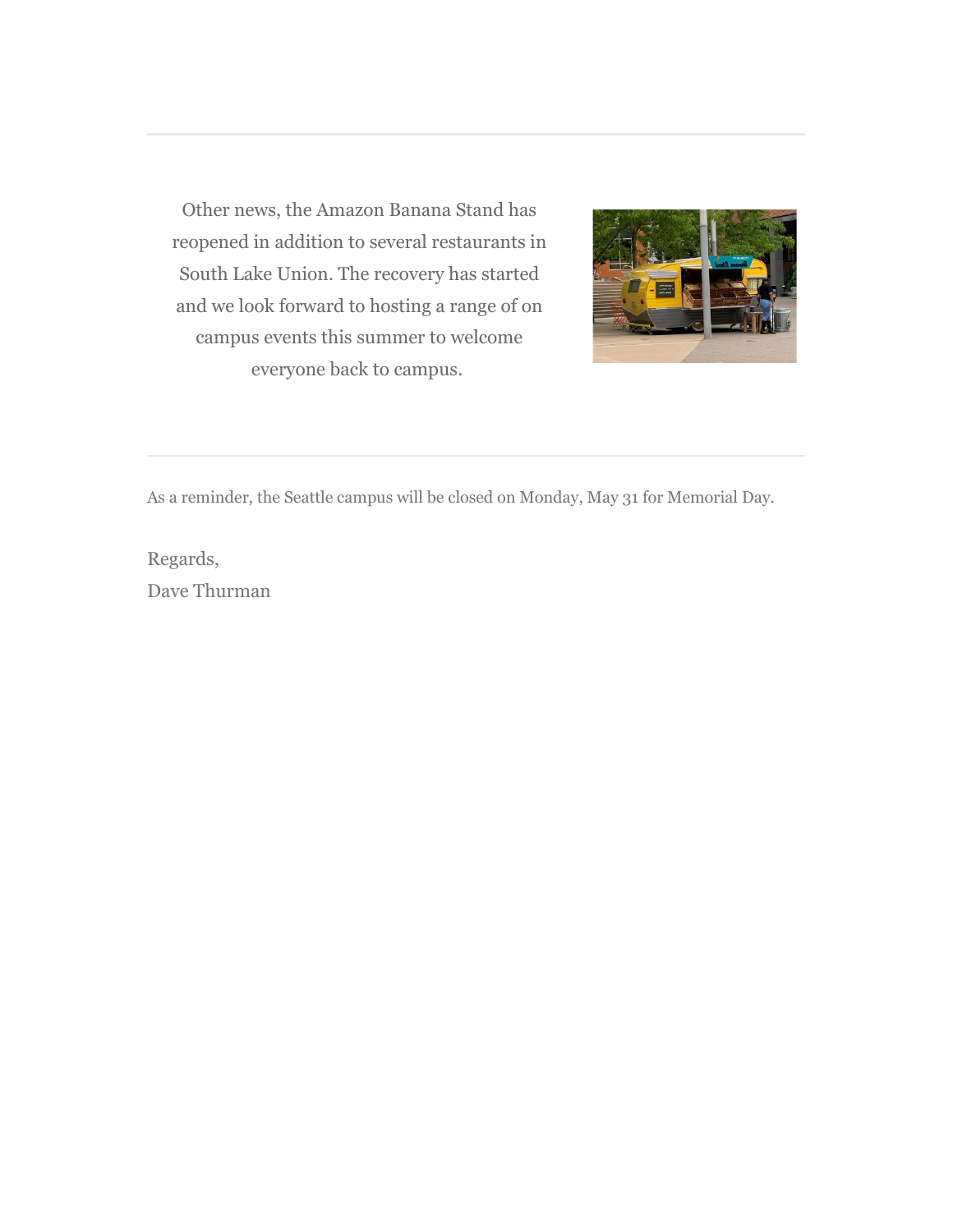Other news, the Amazon Banana Stand has reopened in addition to several restaurants in South Lake Union. The recovery has started and we look forward to hosting a range of on campus events this summer to welcome everyone back to campus.

---

As a reminder, the Seattle campus will be closed on Monday, May 31 for Memorial Day.

Regards,
Dave Thurman